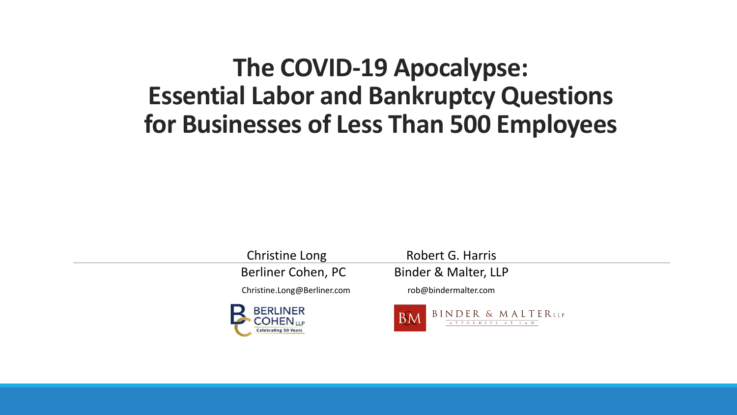# The COVID-19 Apocalypse: Essential Labor and Bankruptcy Questions for Businesses of Less Than 500 Employees

Christine Long
Berliner Cohen, PC
Christine.Long@Berliner.com

Robert G. Harris
Binder & Malter, LLP
rob@bindermalter.com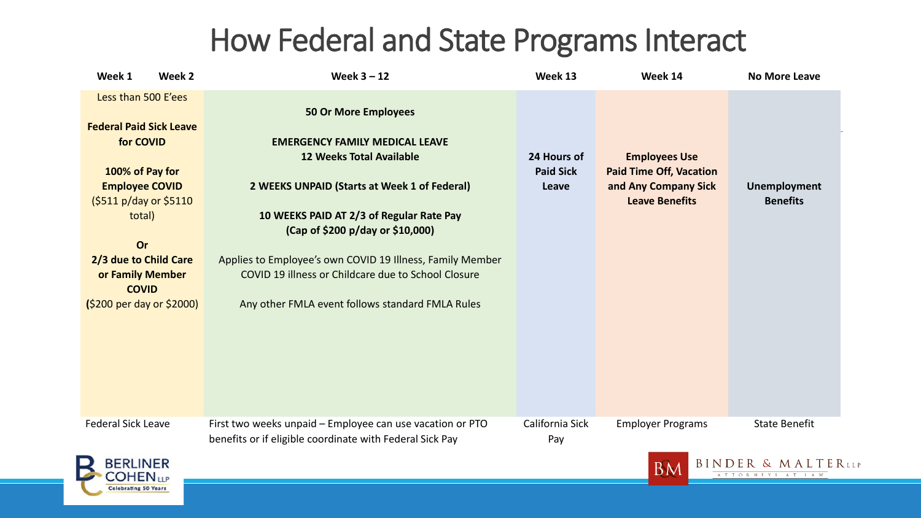# How Federal and State Programs Interact

| Week 1 / Week 2 | Week 3 – 12 | Week 13 | Week 14 | No More Leave |
|---|---|---|---|---|
| Less than 500 E'ees<br><br>**Federal Paid Sick Leave for COVID**<br><br>**100% of Pay for Employee COVID**<br>($511 p/day or $5110 total)<br><br>**Or**<br>**2/3 due to Child Care or Family Member COVID**<br>($200 per day or $2000) | **50 Or More Employees**<br><br>**EMERGENCY FAMILY MEDICAL LEAVE**<br>**12 Weeks Total Available**<br><br>**2 WEEKS UNPAID (Starts at Week 1 of Federal)**<br><br>**10 WEEKS PAID AT 2/3 of Regular Rate Pay**<br>**(Cap of $200 p/day or $10,000)**<br><br>Applies to Employee's own COVID 19 Illness, Family Member COVID 19 illness or Childcare due to School Closure<br><br>Any other FMLA event follows standard FMLA Rules | **24 Hours of Paid Sick Leave** | **Employees Use Paid Time Off, Vacation and Any Company Sick Leave Benefits** | **Unemployment Benefits** |
| Federal Sick Leave | First two weeks unpaid – Employee can use vacation or PTO benefits or if eligible coordinate with Federal Sick Pay | California Sick Pay | Employer Programs | State Benefit |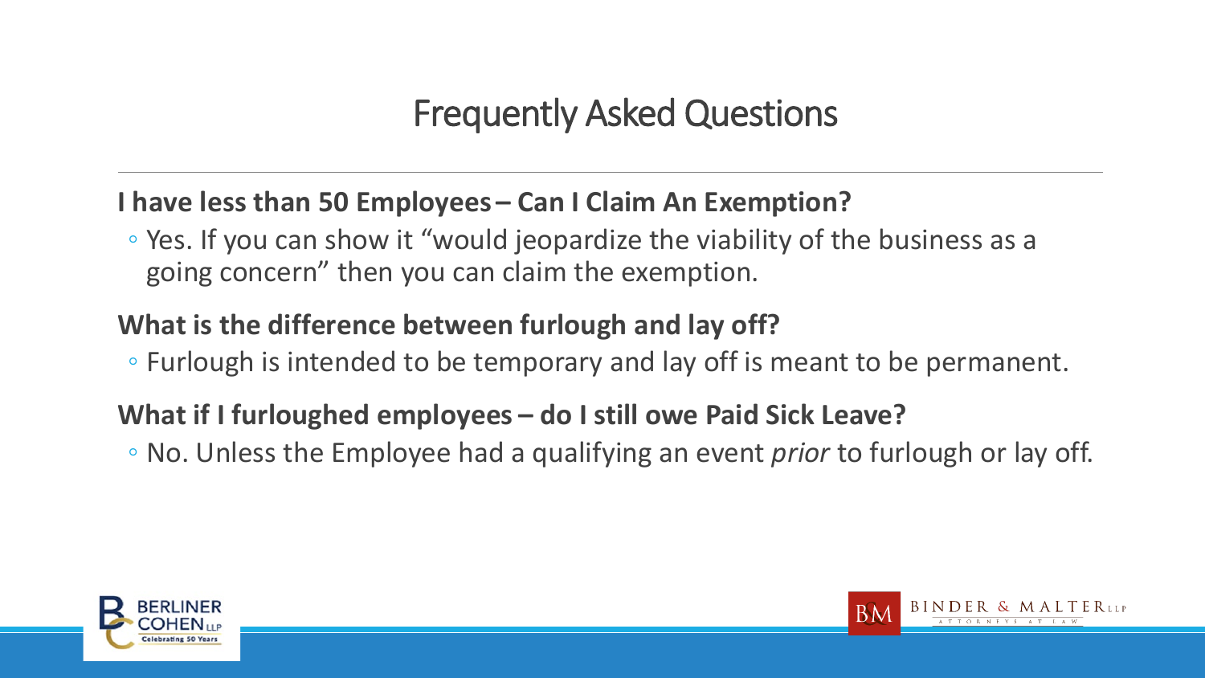# Frequently Asked Questions

**I have less than 50 Employees – Can I Claim An Exemption?**

- Yes. If you can show it "would jeopardize the viability of the business as a going concern" then you can claim the exemption.

**What is the difference between furlough and lay off?**

- Furlough is intended to be temporary and lay off is meant to be permanent.

**What if I furloughed employees – do I still owe Paid Sick Leave?**

- No. Unless the Employee had a qualifying an event *prior* to furlough or lay off.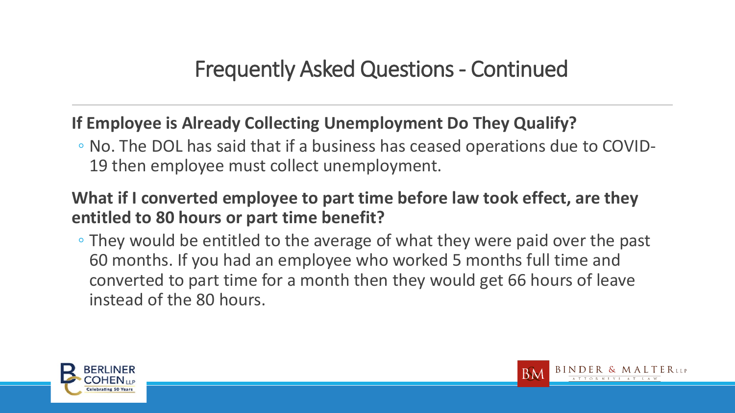# Frequently Asked Questions - Continued

**If Employee is Already Collecting Unemployment Do They Qualify?**

- No. The DOL has said that if a business has ceased operations due to COVID-19 then employee must collect unemployment.

**What if I converted employee to part time before law took effect, are they entitled to 80 hours or part time benefit?**

- They would be entitled to the average of what they were paid over the past 60 months. If you had an employee who worked 5 months full time and converted to part time for a month then they would get 66 hours of leave instead of the 80 hours.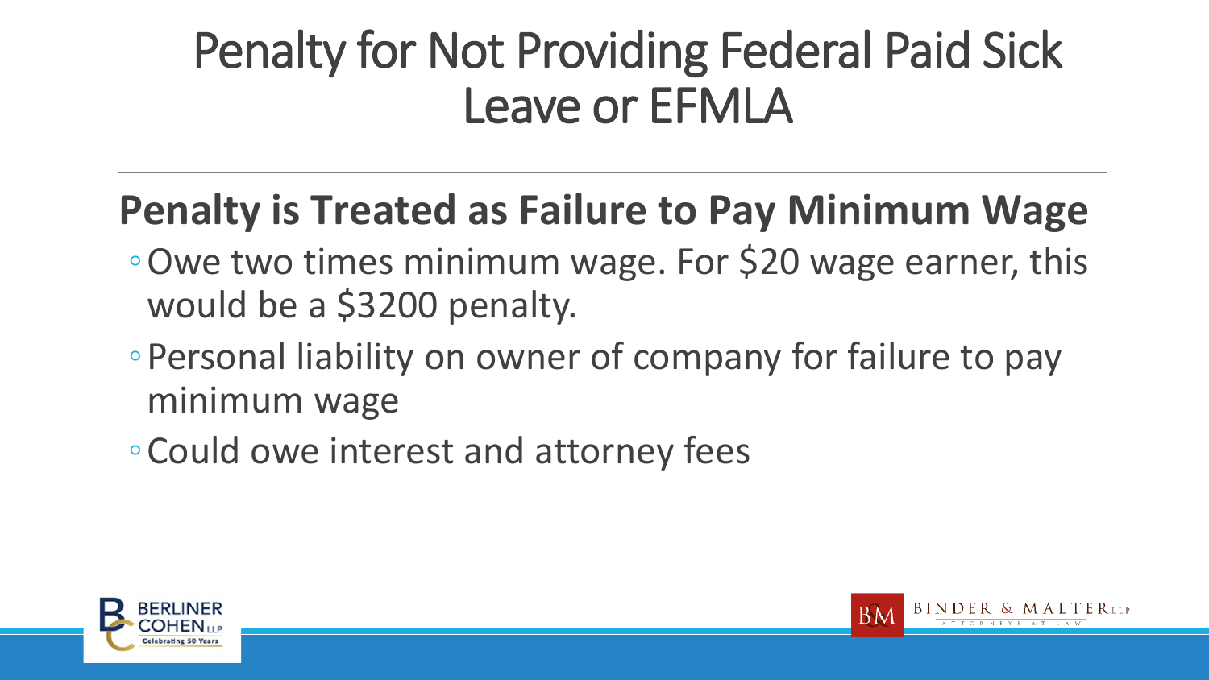# Penalty for Not Providing Federal Paid Sick Leave or EFMLA

## Penalty is Treated as Failure to Pay Minimum Wage

- Owe two times minimum wage. For $20 wage earner, this would be a $3200 penalty.
- Personal liability on owner of company for failure to pay minimum wage
- Could owe interest and attorney fees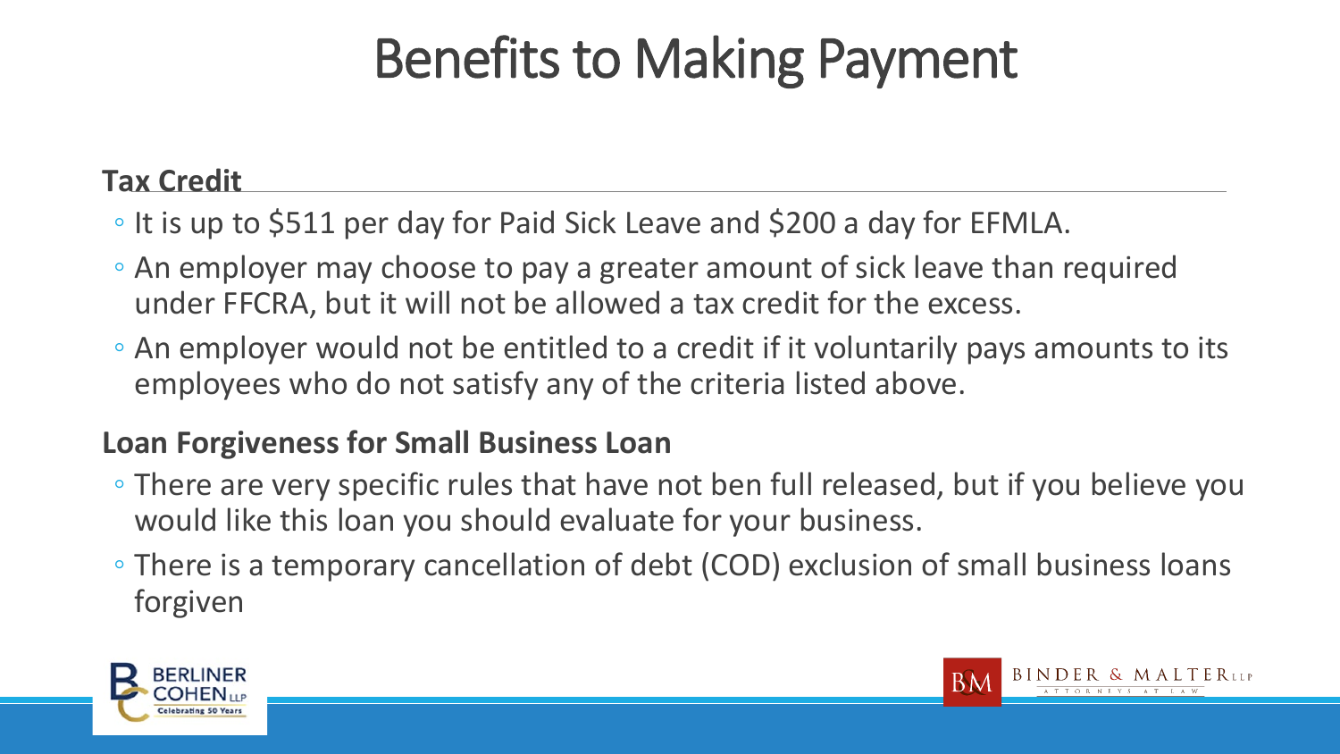# Benefits to Making Payment

**Tax Credit**

- It is up to $511 per day for Paid Sick Leave and $200 a day for EFMLA.
- An employer may choose to pay a greater amount of sick leave than required under FFCRA, but it will not be allowed a tax credit for the excess.
- An employer would not be entitled to a credit if it voluntarily pays amounts to its employees who do not satisfy any of the criteria listed above.

**Loan Forgiveness for Small Business Loan**

- There are very specific rules that have not ben full released, but if you believe you would like this loan you should evaluate for your business.
- There is a temporary cancellation of debt (COD) exclusion of small business loans forgiven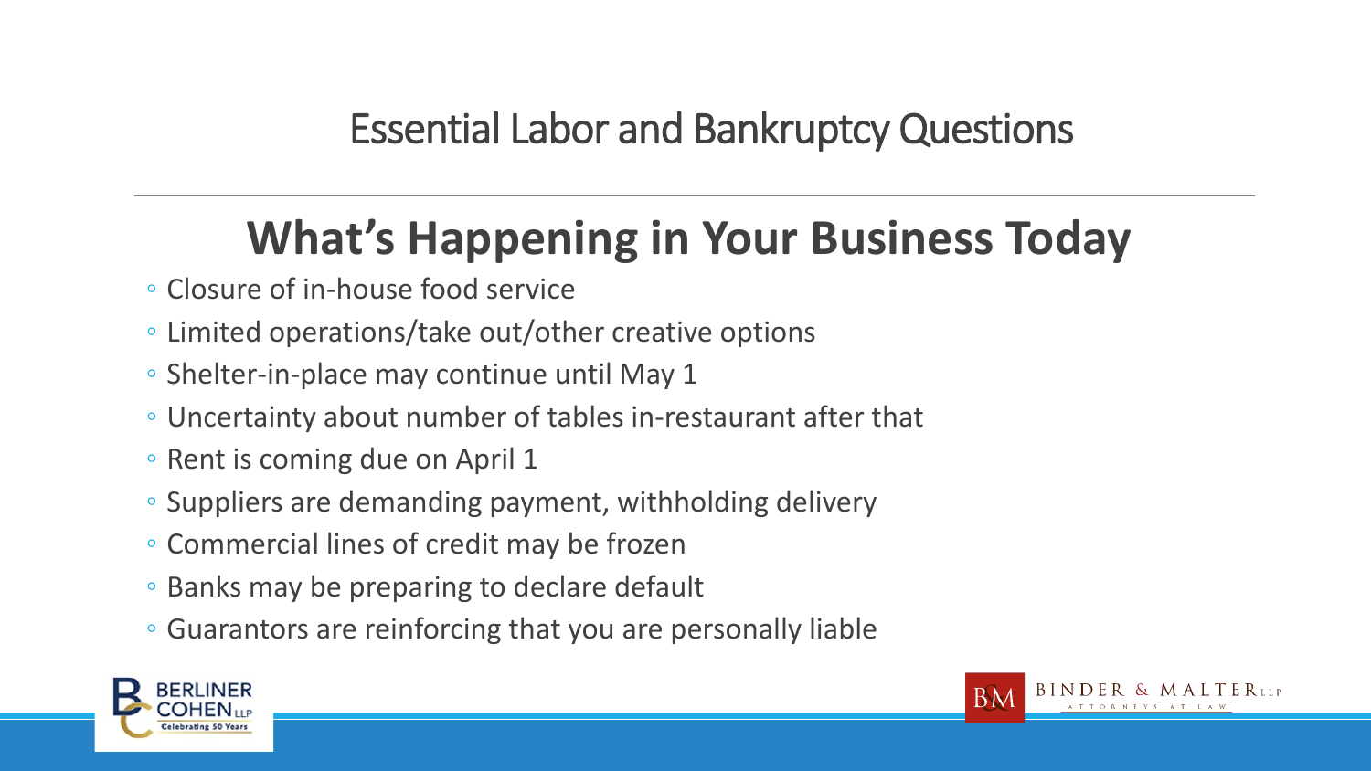# Essential Labor and Bankruptcy Questions

## What's Happening in Your Business Today

- Closure of in-house food service
- Limited operations/take out/other creative options
- Shelter-in-place may continue until May 1
- Uncertainty about number of tables in-restaurant after that
- Rent is coming due on April 1
- Suppliers are demanding payment, withholding delivery
- Commercial lines of credit may be frozen
- Banks may be preparing to declare default
- Guarantors are reinforcing that you are personally liable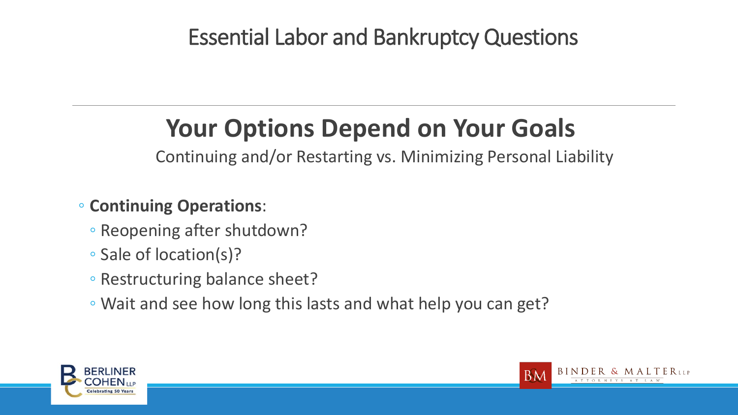# Essential Labor and Bankruptcy Questions

## Your Options Depend on Your Goals

Continuing and/or Restarting vs. Minimizing Personal Liability

- **Continuing Operations**:
  - Reopening after shutdown?
  - Sale of location(s)?
  - Restructuring balance sheet?
  - Wait and see how long this lasts and what help you can get?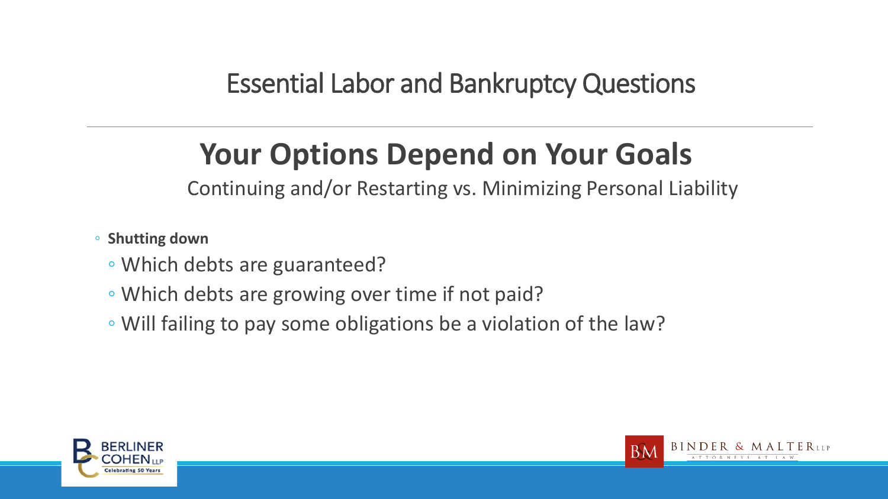# Essential Labor and Bankruptcy Questions

## Your Options Depend on Your Goals

Continuing and/or Restarting vs. Minimizing Personal Liability

- **Shutting down**
  - Which debts are guaranteed?
  - Which debts are growing over time if not paid?
  - Will failing to pay some obligations be a violation of the law?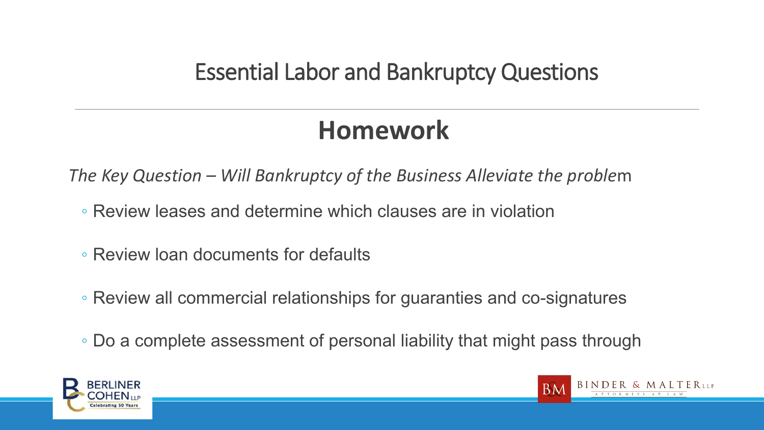# Essential Labor and Bankruptcy Questions

## Homework

*The Key Question – Will Bankruptcy of the Business Alleviate the problem*

- Review leases and determine which clauses are in violation
- Review loan documents for defaults
- Review all commercial relationships for guaranties and co-signatures
- Do a complete assessment of personal liability that might pass through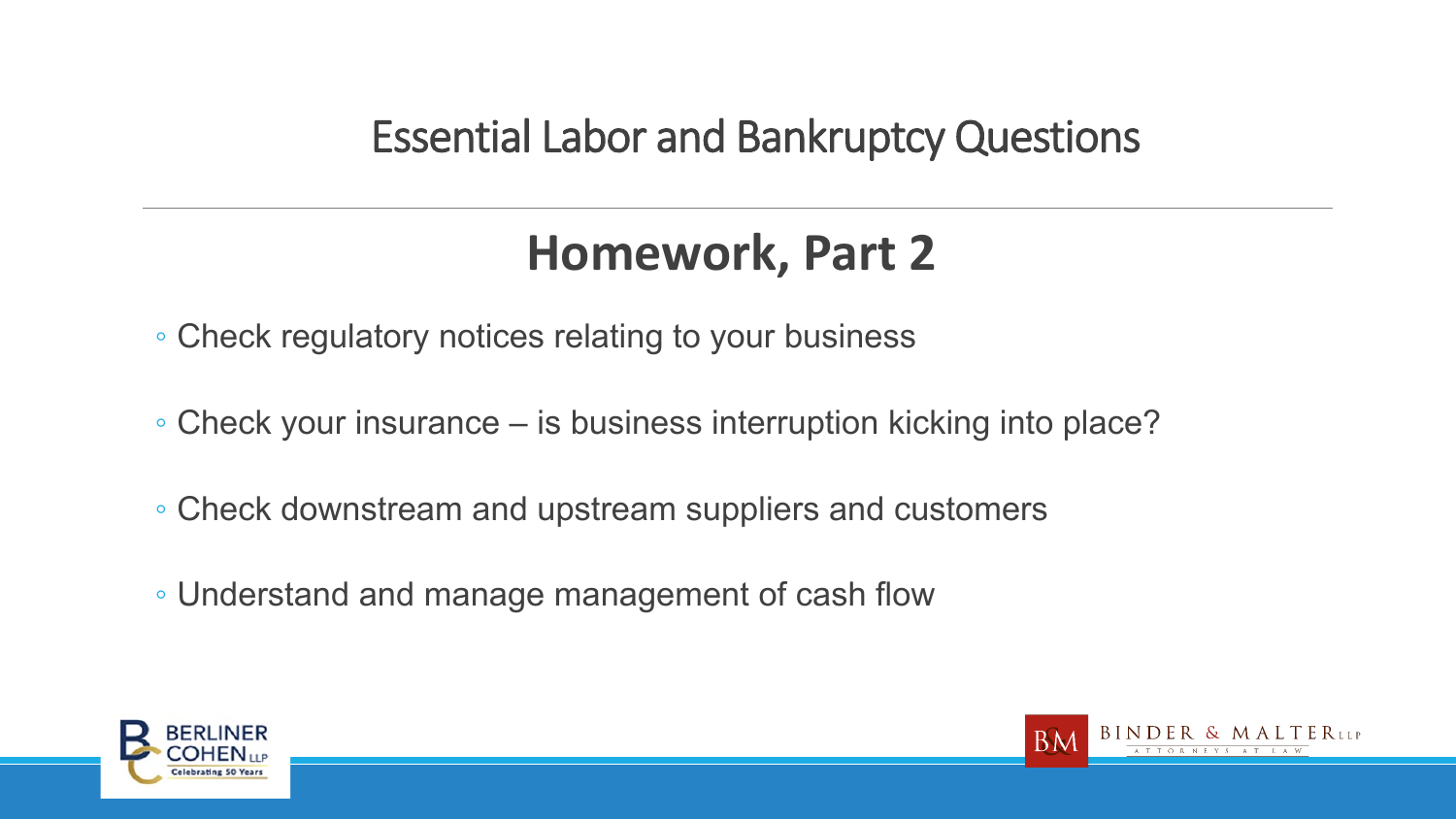# Essential Labor and Bankruptcy Questions

## Homework, Part 2

- Check regulatory notices relating to your business
- Check your insurance – is business interruption kicking into place?
- Check downstream and upstream suppliers and customers
- Understand and manage management of cash flow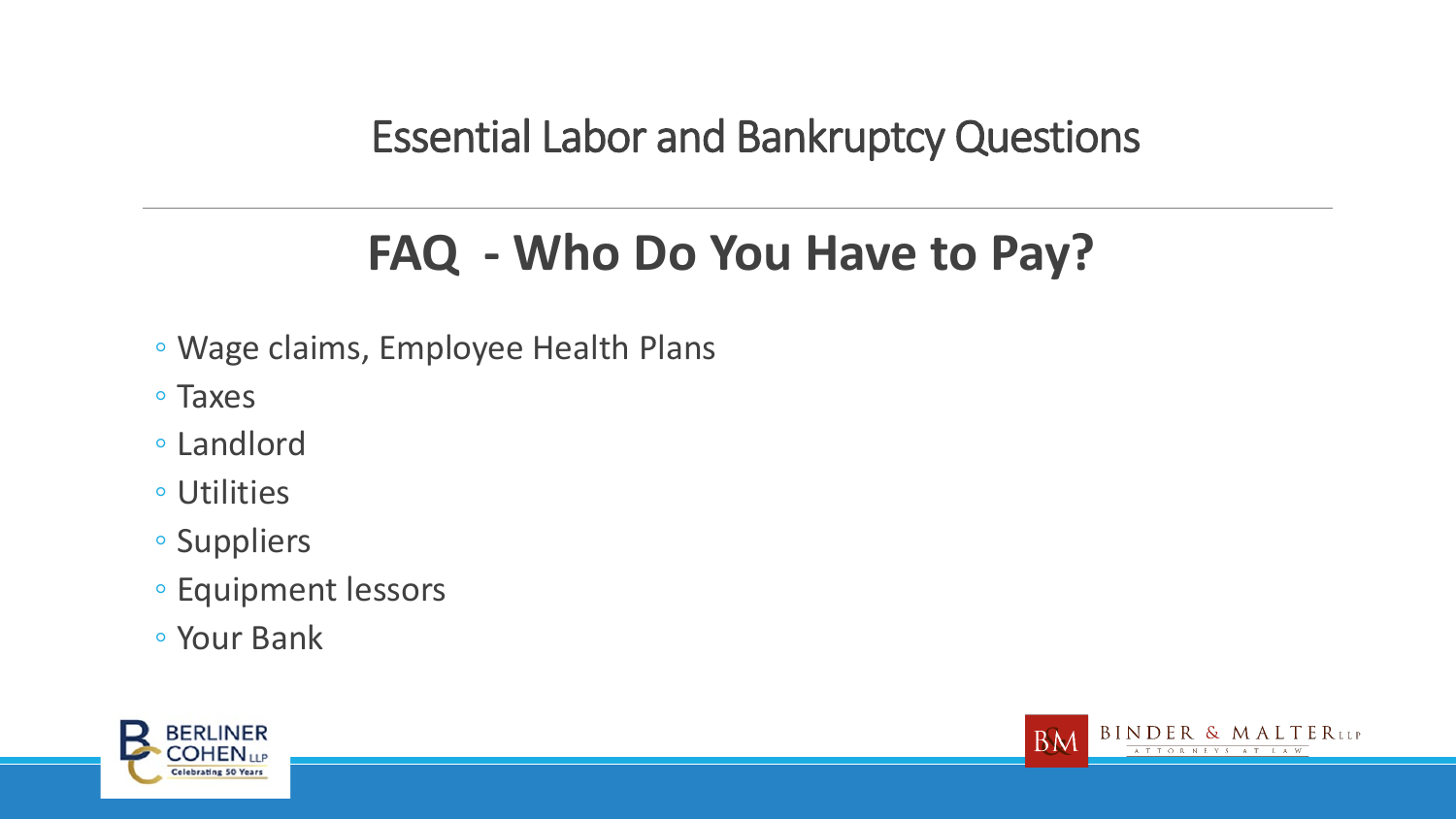# Essential Labor and Bankruptcy Questions

## FAQ - Who Do You Have to Pay?

- Wage claims, Employee Health Plans
- Taxes
- Landlord
- Utilities
- Suppliers
- Equipment lessors
- Your Bank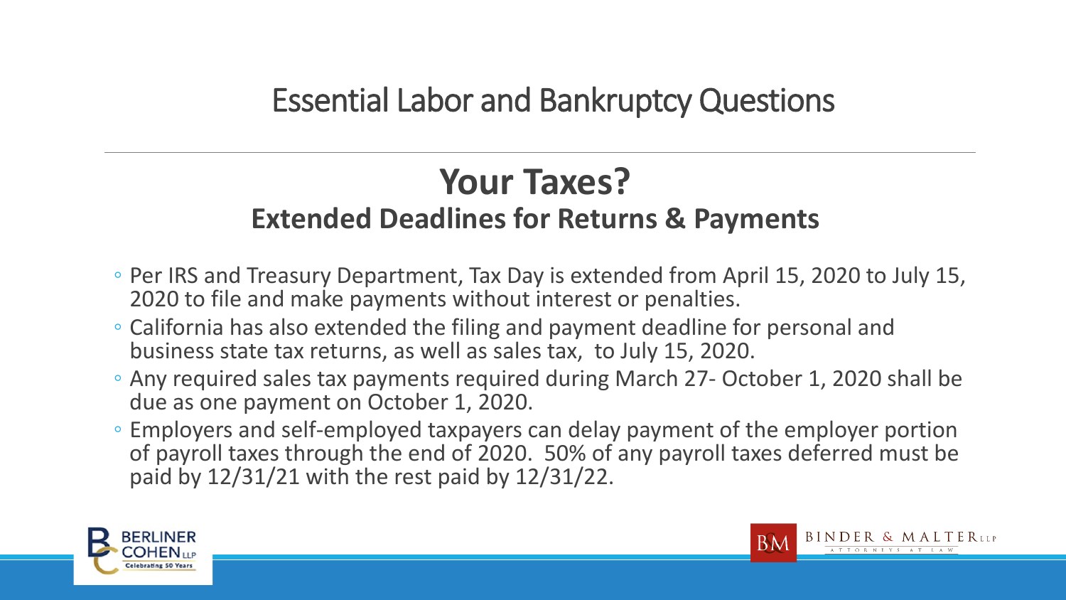# Essential Labor and Bankruptcy Questions

## Your Taxes?

### Extended Deadlines for Returns & Payments

- Per IRS and Treasury Department, Tax Day is extended from April 15, 2020 to July 15, 2020 to file and make payments without interest or penalties.
- California has also extended the filing and payment deadline for personal and business state tax returns, as well as sales tax, to July 15, 2020.
- Any required sales tax payments required during March 27- October 1, 2020 shall be due as one payment on October 1, 2020.
- Employers and self-employed taxpayers can delay payment of the employer portion of payroll taxes through the end of 2020. 50% of any payroll taxes deferred must be paid by 12/31/21 with the rest paid by 12/31/22.

BERLINER COHEN LLP Celebrating 50 Years

BINDER & MALTER LLP ATTORNEYS AT LAW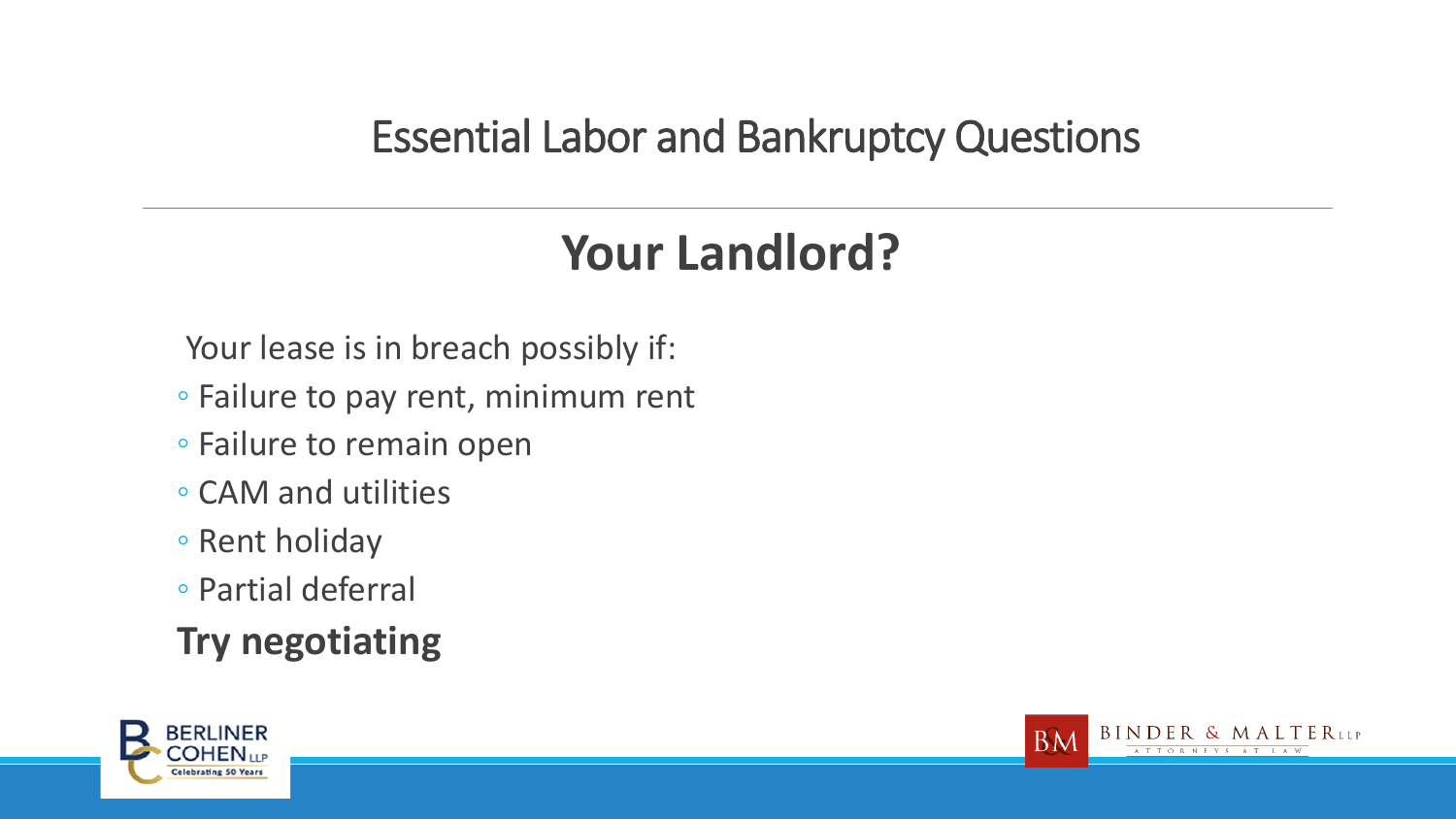# Essential Labor and Bankruptcy Questions

## Your Landlord?

Your lease is in breach possibly if:

- Failure to pay rent, minimum rent
- Failure to remain open
- CAM and utilities
- Rent holiday
- Partial deferral

**Try negotiating**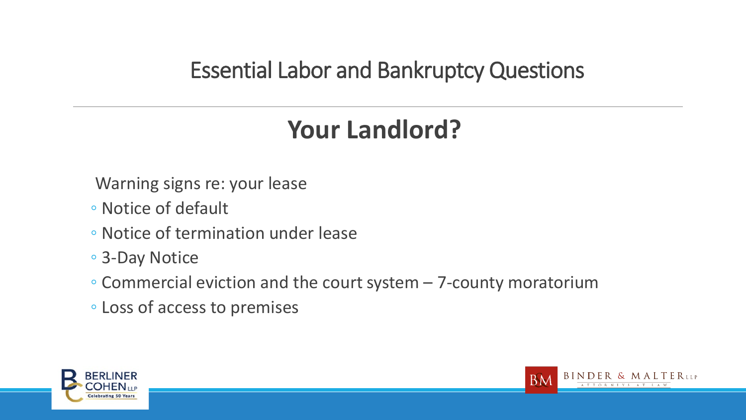# Essential Labor and Bankruptcy Questions

## Your Landlord?

Warning signs re: your lease

- Notice of default
- Notice of termination under lease
- 3-Day Notice
- Commercial eviction and the court system – 7-county moratorium
- Loss of access to premises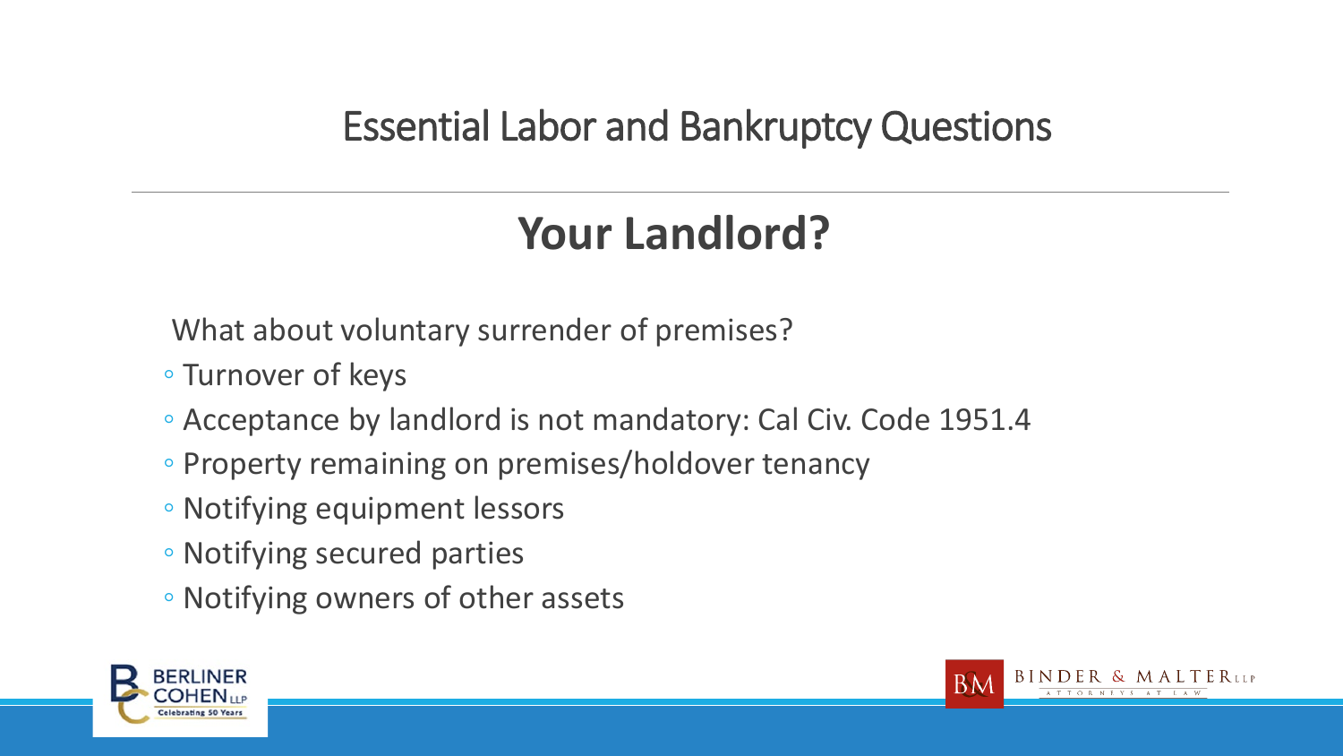# Essential Labor and Bankruptcy Questions

## Your Landlord?

What about voluntary surrender of premises?

- Turnover of keys
- Acceptance by landlord is not mandatory: Cal Civ. Code 1951.4
- Property remaining on premises/holdover tenancy
- Notifying equipment lessors
- Notifying secured parties
- Notifying owners of other assets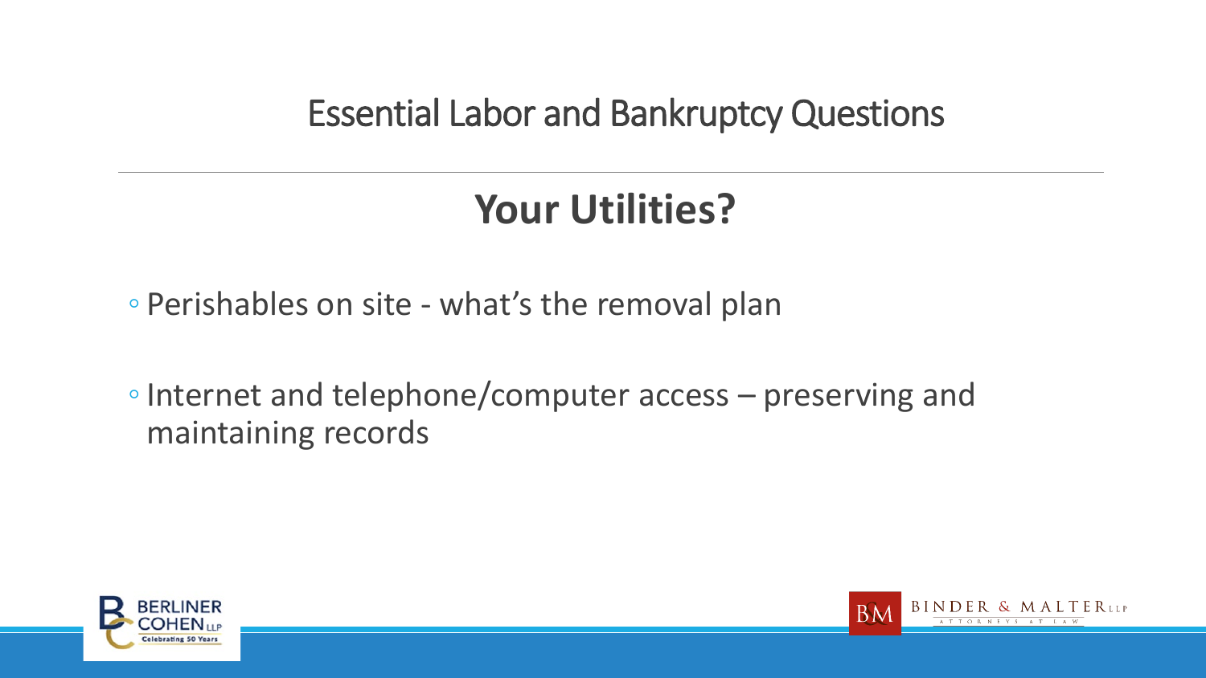# Essential Labor and Bankruptcy Questions

## Your Utilities?

- Perishables on site - what's the removal plan
- Internet and telephone/computer access – preserving and maintaining records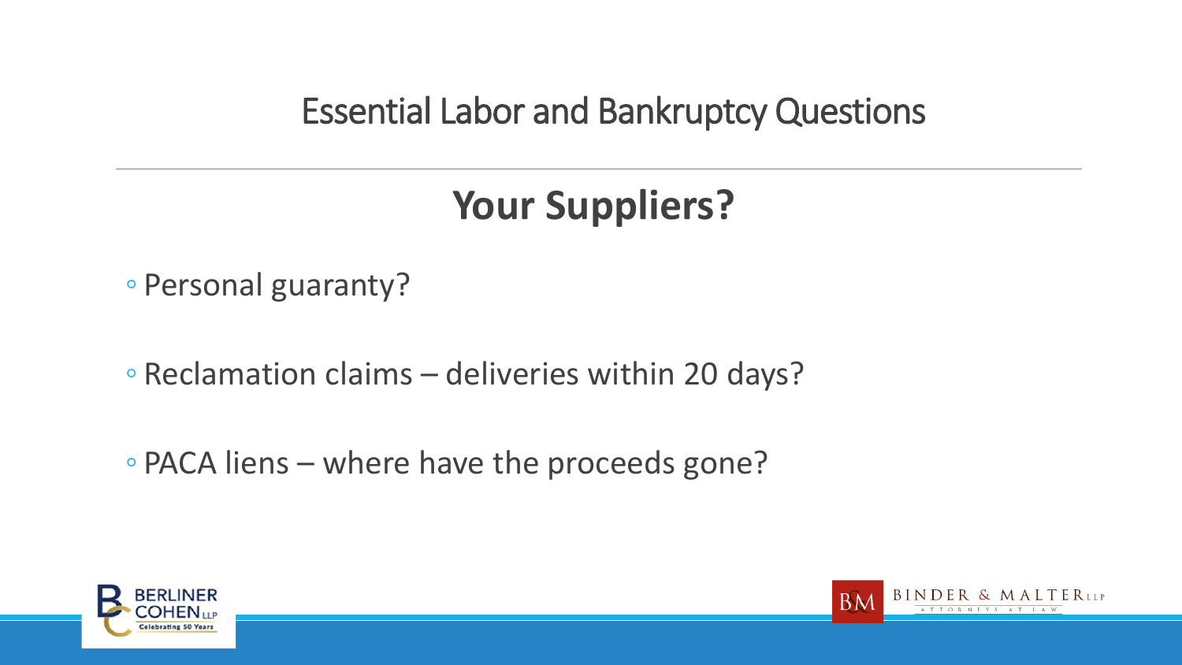# Essential Labor and Bankruptcy Questions

## Your Suppliers?

- Personal guaranty?
- Reclamation claims – deliveries within 20 days?
- PACA liens – where have the proceeds gone?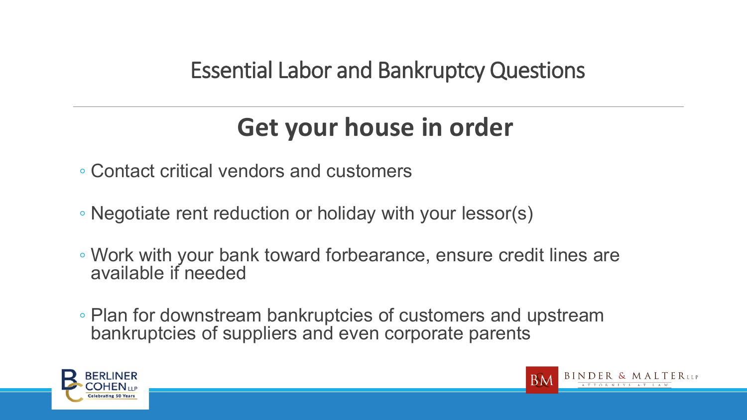# Essential Labor and Bankruptcy Questions

## Get your house in order

- Contact critical vendors and customers
- Negotiate rent reduction or holiday with your lessor(s)
- Work with your bank toward forbearance, ensure credit lines are available if needed
- Plan for downstream bankruptcies of customers and upstream bankruptcies of suppliers and even corporate parents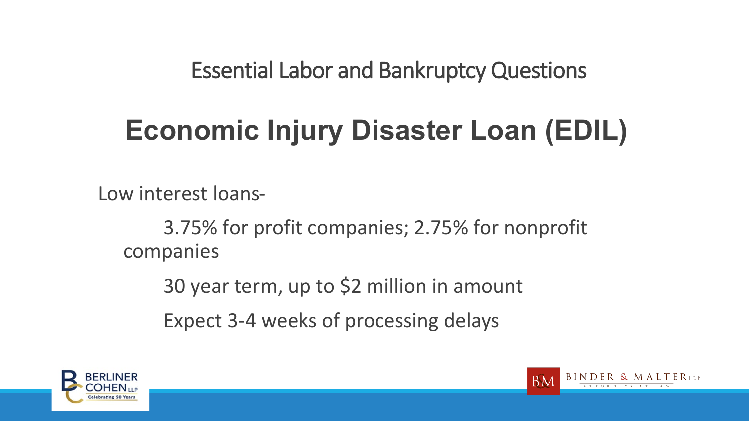Essential Labor and Bankruptcy Questions

# Economic Injury Disaster Loan (EDIL)

Low interest loans-

- 3.75% for profit companies; 2.75% for nonprofit companies
- 30 year term, up to $2 million in amount
- Expect 3-4 weeks of processing delays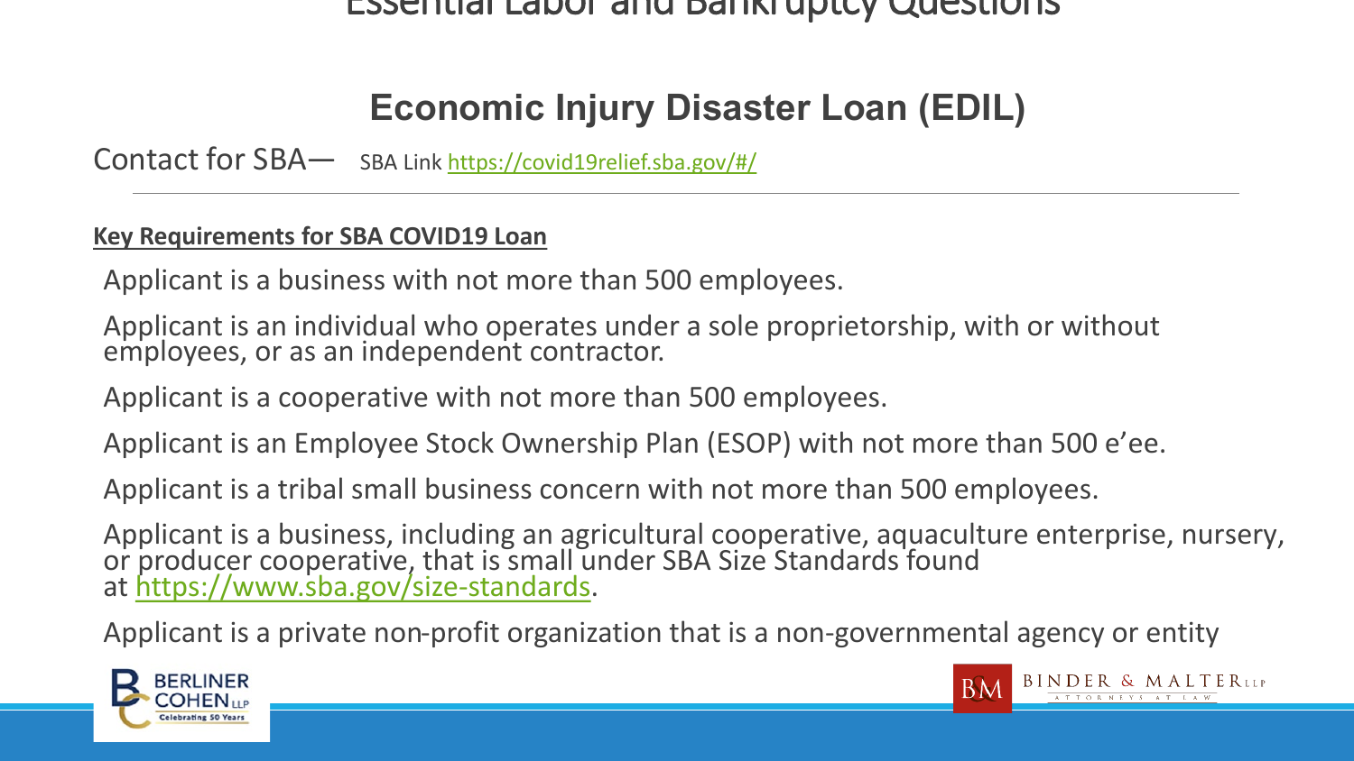## Economic Injury Disaster Loan (EDIL)

Contact for SBA— SBA Link https://covid19relief.sba.gov/#/

---

**Key Requirements for SBA COVID19 Loan**

Applicant is a business with not more than 500 employees.

Applicant is an individual who operates under a sole proprietorship, with or without employees, or as an independent contractor.

Applicant is a cooperative with not more than 500 employees.

Applicant is an Employee Stock Ownership Plan (ESOP) with not more than 500 e'ee.

Applicant is a tribal small business concern with not more than 500 employees.

Applicant is a business, including an agricultural cooperative, aquaculture enterprise, nursery, or producer cooperative, that is small under SBA Size Standards found at https://www.sba.gov/size-standards.

Applicant is a private non-profit organization that is a non-governmental agency or entity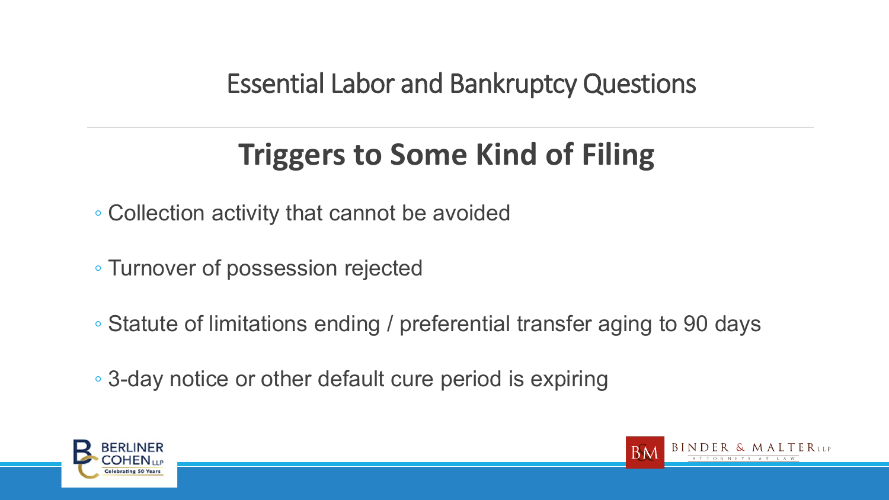# Essential Labor and Bankruptcy Questions

## Triggers to Some Kind of Filing

- Collection activity that cannot be avoided
- Turnover of possession rejected
- Statute of limitations ending / preferential transfer aging to 90 days
- 3-day notice or other default cure period is expiring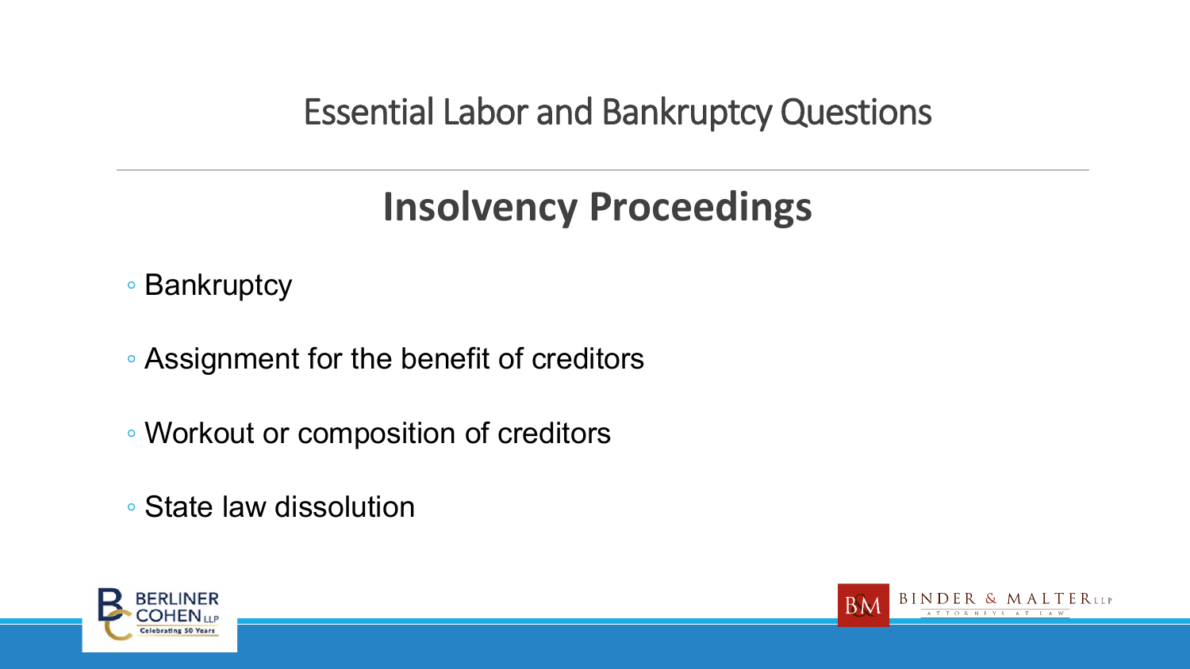Essential Labor and Bankruptcy Questions

## Insolvency Proceedings

- Bankruptcy
- Assignment for the benefit of creditors
- Workout or composition of creditors
- State law dissolution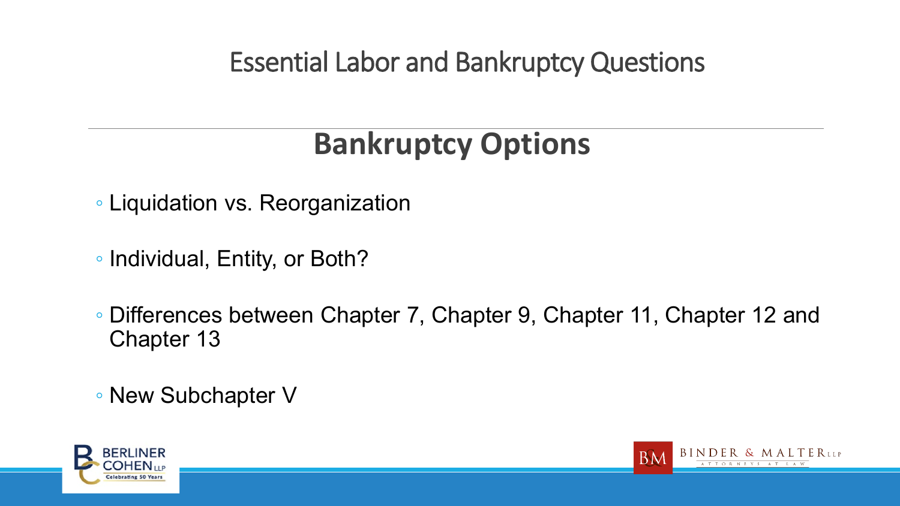# Essential Labor and Bankruptcy Questions

## Bankruptcy Options

- Liquidation vs. Reorganization
- Individual, Entity, or Both?
- Differences between Chapter 7, Chapter 9, Chapter 11, Chapter 12 and Chapter 13
- New Subchapter V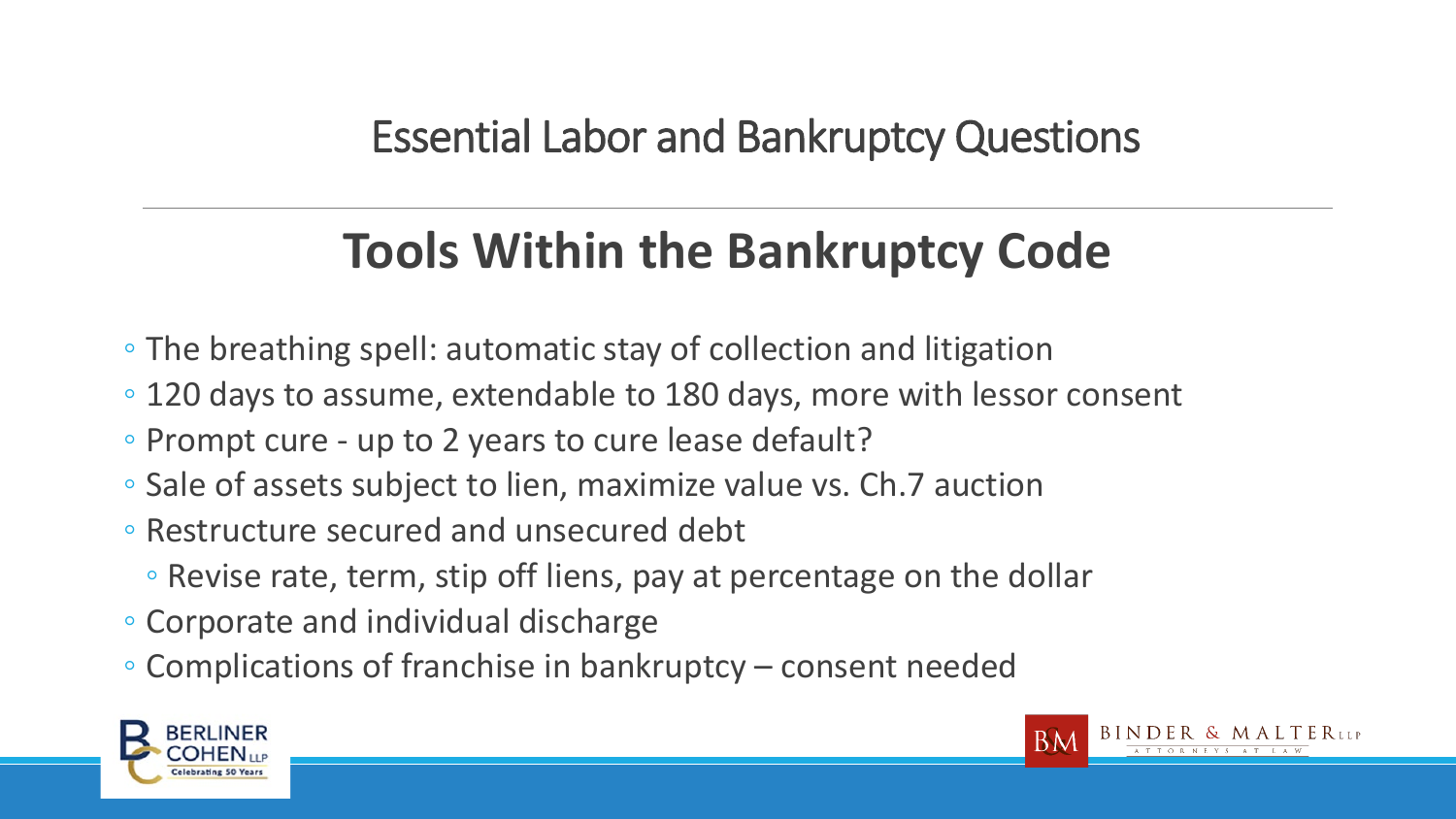Essential Labor and Bankruptcy Questions

# Tools Within the Bankruptcy Code

- The breathing spell: automatic stay of collection and litigation
- 120 days to assume, extendable to 180 days, more with lessor consent
- Prompt cure - up to 2 years to cure lease default?
- Sale of assets subject to lien, maximize value vs. Ch.7 auction
- Restructure secured and unsecured debt
  - Revise rate, term, stip off liens, pay at percentage on the dollar
- Corporate and individual discharge
- Complications of franchise in bankruptcy – consent needed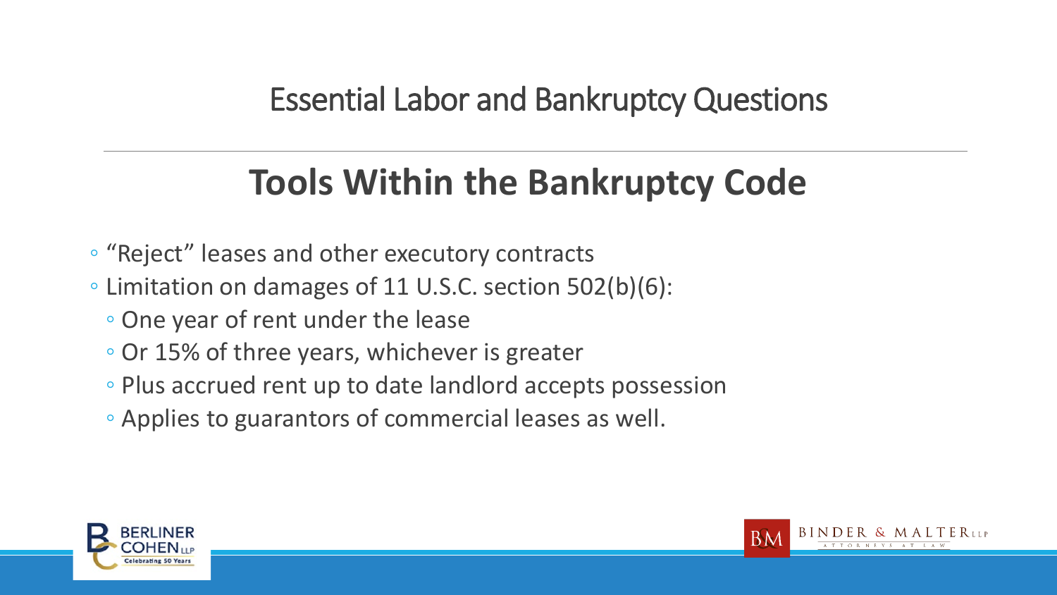## Essential Labor and Bankruptcy Questions

# Tools Within the Bankruptcy Code

- "Reject" leases and other executory contracts
- Limitation on damages of 11 U.S.C. section 502(b)(6):
  - One year of rent under the lease
  - Or 15% of three years, whichever is greater
  - Plus accrued rent up to date landlord accepts possession
  - Applies to guarantors of commercial leases as well.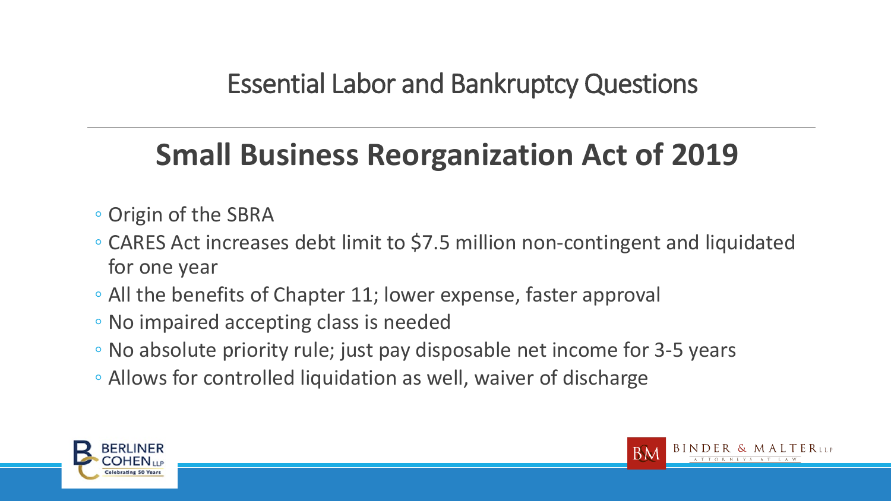Essential Labor and Bankruptcy Questions

## Small Business Reorganization Act of 2019

- Origin of the SBRA
- CARES Act increases debt limit to $7.5 million non-contingent and liquidated for one year
- All the benefits of Chapter 11; lower expense, faster approval
- No impaired accepting class is needed
- No absolute priority rule; just pay disposable net income for 3-5 years
- Allows for controlled liquidation as well, waiver of discharge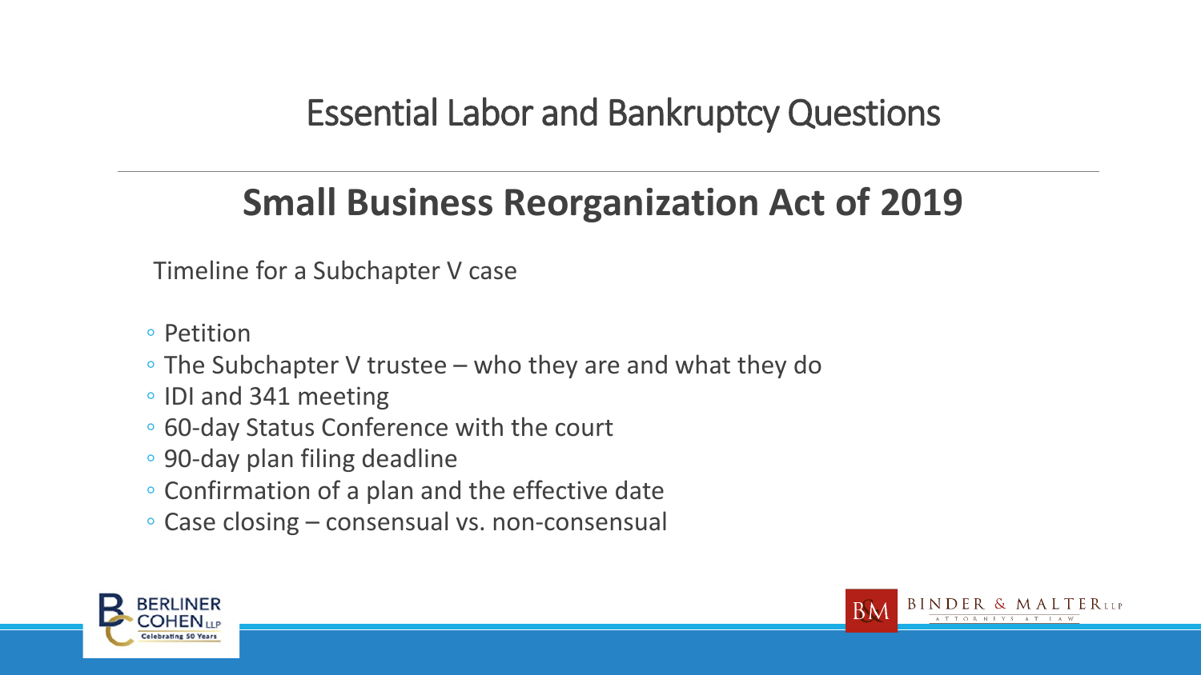# Essential Labor and Bankruptcy Questions

## Small Business Reorganization Act of 2019

Timeline for a Subchapter V case

- Petition
- The Subchapter V trustee – who they are and what they do
- IDI and 341 meeting
- 60-day Status Conference with the court
- 90-day plan filing deadline
- Confirmation of a plan and the effective date
- Case closing – consensual vs. non-consensual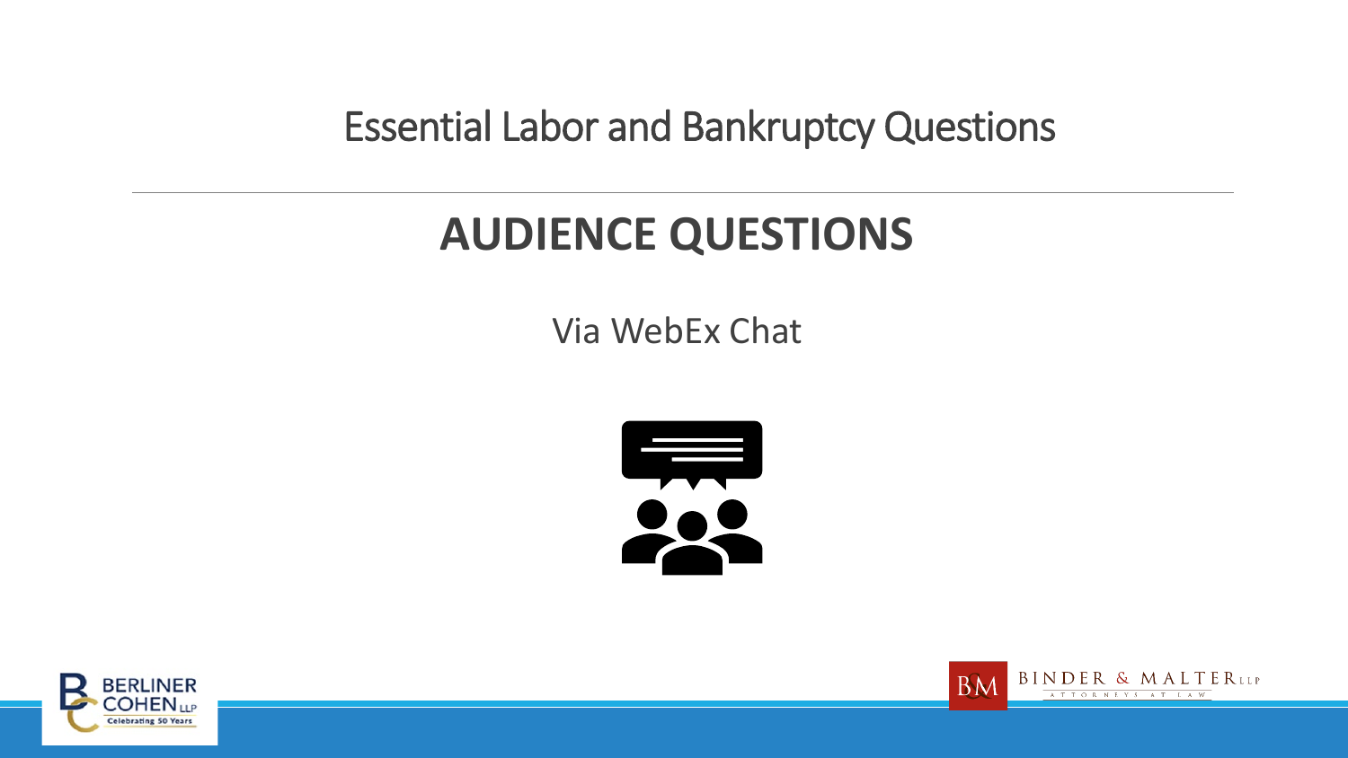Essential Labor and Bankruptcy Questions

# AUDIENCE QUESTIONS

Via WebEx Chat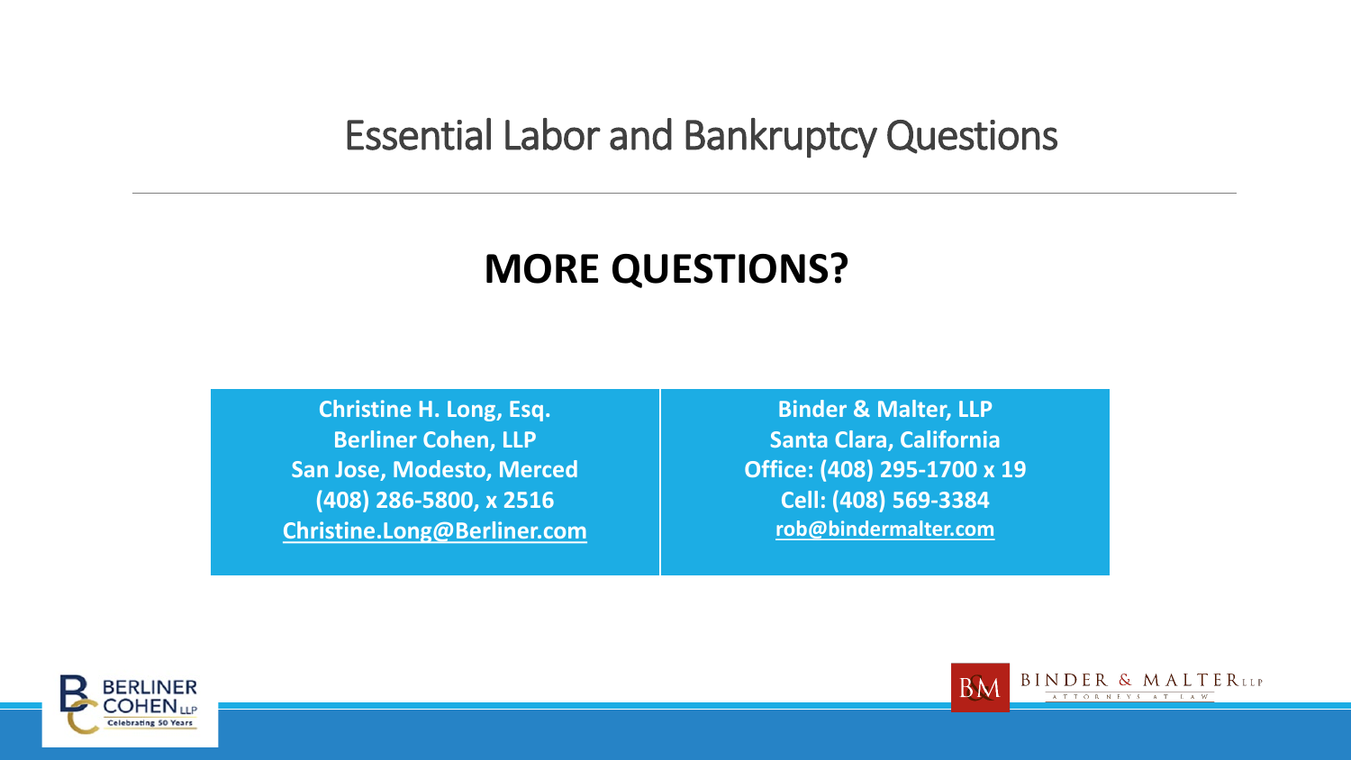# Essential Labor and Bankruptcy Questions

## MORE QUESTIONS?

| Christine H. Long, Esq.<br>Berliner Cohen, LLP<br>San Jose, Modesto, Merced<br>(408) 286-5800, x 2516<br>Christine.Long@Berliner.com | Binder & Malter, LLP<br>Santa Clara, California<br>Office: (408) 295-1700 x 19<br>Cell: (408) 569-3384<br>rob@bindermalter.com |
|---|---|

BERLINER COHEN LLP
Celebrating 50 Years

BINDER & MALTER LLP
ATTORNEYS AT LAW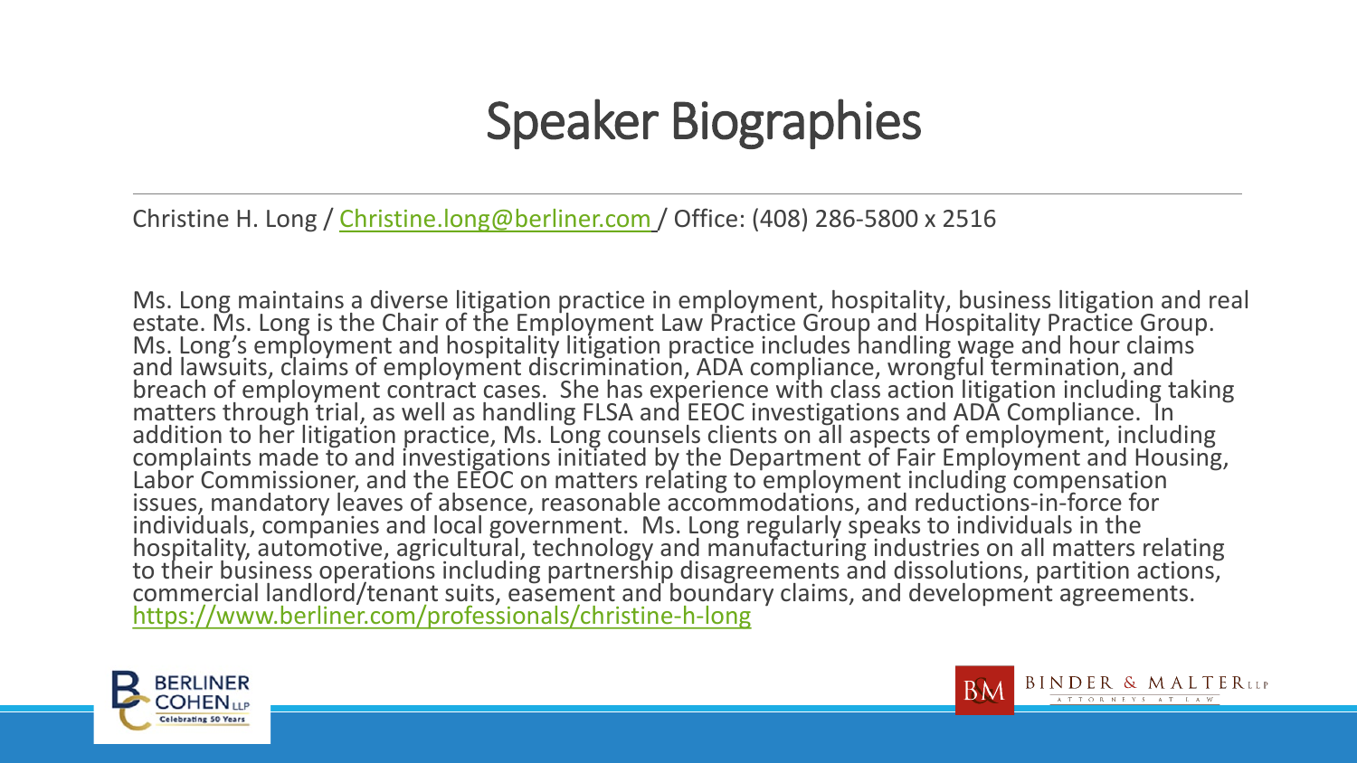# Speaker Biographies

Christine H. Long / Christine.long@berliner.com / Office: (408) 286-5800 x 2516

Ms. Long maintains a diverse litigation practice in employment, hospitality, business litigation and real estate. Ms. Long is the Chair of the Employment Law Practice Group and Hospitality Practice Group. Ms. Long's employment and hospitality litigation practice includes handling wage and hour claims and lawsuits, claims of employment discrimination, ADA compliance, wrongful termination, and breach of employment contract cases. She has experience with class action litigation including taking matters through trial, as well as handling FLSA and EEOC investigations and ADA Compliance. In addition to her litigation practice, Ms. Long counsels clients on all aspects of employment, including complaints made to and investigations initiated by the Department of Fair Employment and Housing, Labor Commissioner, and the EEOC on matters relating to employment including compensation issues, mandatory leaves of absence, reasonable accommodations, and reductions-in-force for individuals, companies and local government. Ms. Long regularly speaks to individuals in the hospitality, automotive, agricultural, technology and manufacturing industries on all matters relating to their business operations including partnership disagreements and dissolutions, partition actions, commercial landlord/tenant suits, easement and boundary claims, and development agreements. https://www.berliner.com/professionals/christine-h-long

BERLINER COHEN LLP Celebrating 50 Years

BINDER & MALTER LLP ATTORNEYS AT LAW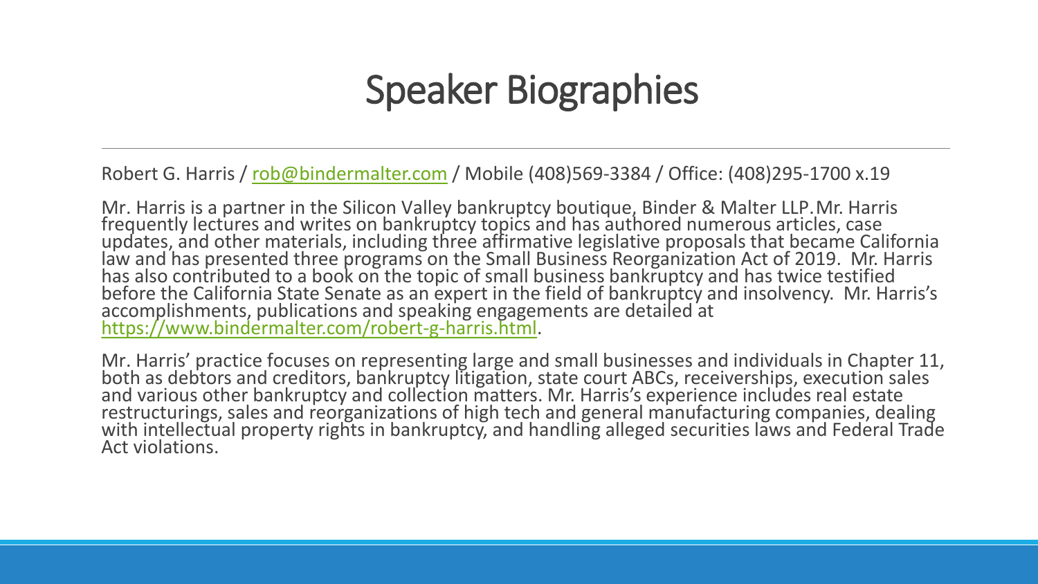# Speaker Biographies

Robert G. Harris / [rob@bindermalter.com](mailto:rob@bindermalter.com) / Mobile (408)569-3384 / Office: (408)295-1700 x.19

Mr. Harris is a partner in the Silicon Valley bankruptcy boutique, Binder & Malter LLP. Mr. Harris frequently lectures and writes on bankruptcy topics and has authored numerous articles, case updates, and other materials, including three affirmative legislative proposals that became California law and has presented three programs on the Small Business Reorganization Act of 2019. Mr. Harris has also contributed to a book on the topic of small business bankruptcy and has twice testified before the California State Senate as an expert in the field of bankruptcy and insolvency. Mr. Harris's accomplishments, publications and speaking engagements are detailed at [https://www.bindermalter.com/robert-g-harris.html](https://www.bindermalter.com/robert-g-harris.html).

Mr. Harris' practice focuses on representing large and small businesses and individuals in Chapter 11, both as debtors and creditors, bankruptcy litigation, state court ABCs, receiverships, execution sales and various other bankruptcy and collection matters. Mr. Harris's experience includes real estate restructurings, sales and reorganizations of high tech and general manufacturing companies, dealing with intellectual property rights in bankruptcy, and handling alleged securities laws and Federal Trade Act violations.